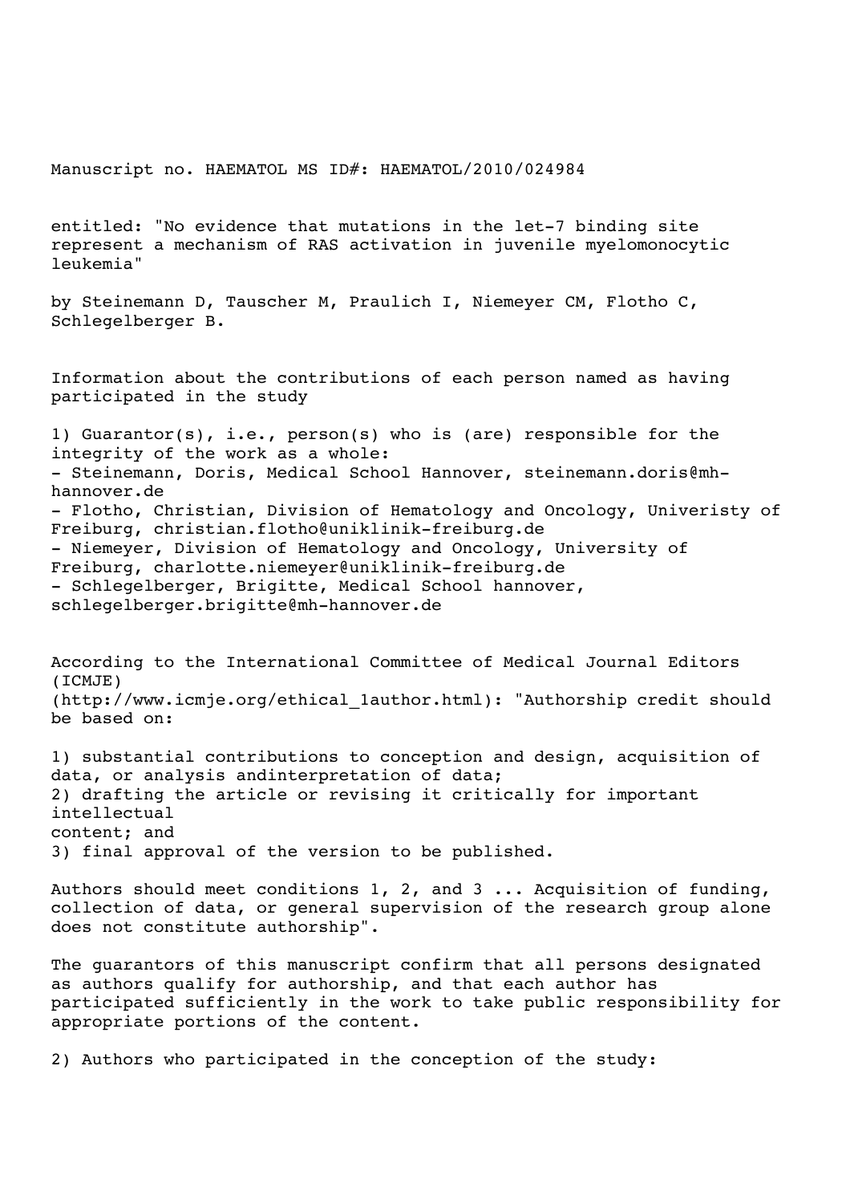Manuscript no. HAEMATOL MS ID#: HAEMATOL/2010/024984

entitled: "No evidence that mutations in the let-7 binding site represent a mechanism of RAS activation in juvenile myelomonocytic leukemia"

by Steinemann D, Tauscher M, Praulich I, Niemeyer CM, Flotho C, Schlegelberger B.

Information about the contributions of each person named as having participated in the study

1) Guarantor(s), i.e., person(s) who is (are) responsible for the integrity of the work as a whole:
- Steinemann, Doris, Medical School Hannover, steinemann.doris@mh-hannover.de
- Flotho, Christian, Division of Hematology and Oncology, Univeristy of Freiburg, christian.flotho@uniklinik-freiburg.de
- Niemeyer, Division of Hematology and Oncology, University of Freiburg, charlotte.niemeyer@uniklinik-freiburg.de
- Schlegelberger, Brigitte, Medical School hannover, schlegelberger.brigitte@mh-hannover.de

According to the International Committee of Medical Journal Editors (ICMJE) (http://www.icmje.org/ethical_1author.html): "Authorship credit should be based on:

1) substantial contributions to conception and design, acquisition of data, or analysis andinterpretation of data;
2) drafting the article or revising it critically for important intellectual content; and
3) final approval of the version to be published.

Authors should meet conditions 1, 2, and 3 ... Acquisition of funding, collection of data, or general supervision of the research group alone does not constitute authorship".

The guarantors of this manuscript confirm that all persons designated as authors qualify for authorship, and that each author has participated sufficiently in the work to take public responsibility for appropriate portions of the content.

2) Authors who participated in the conception of the study: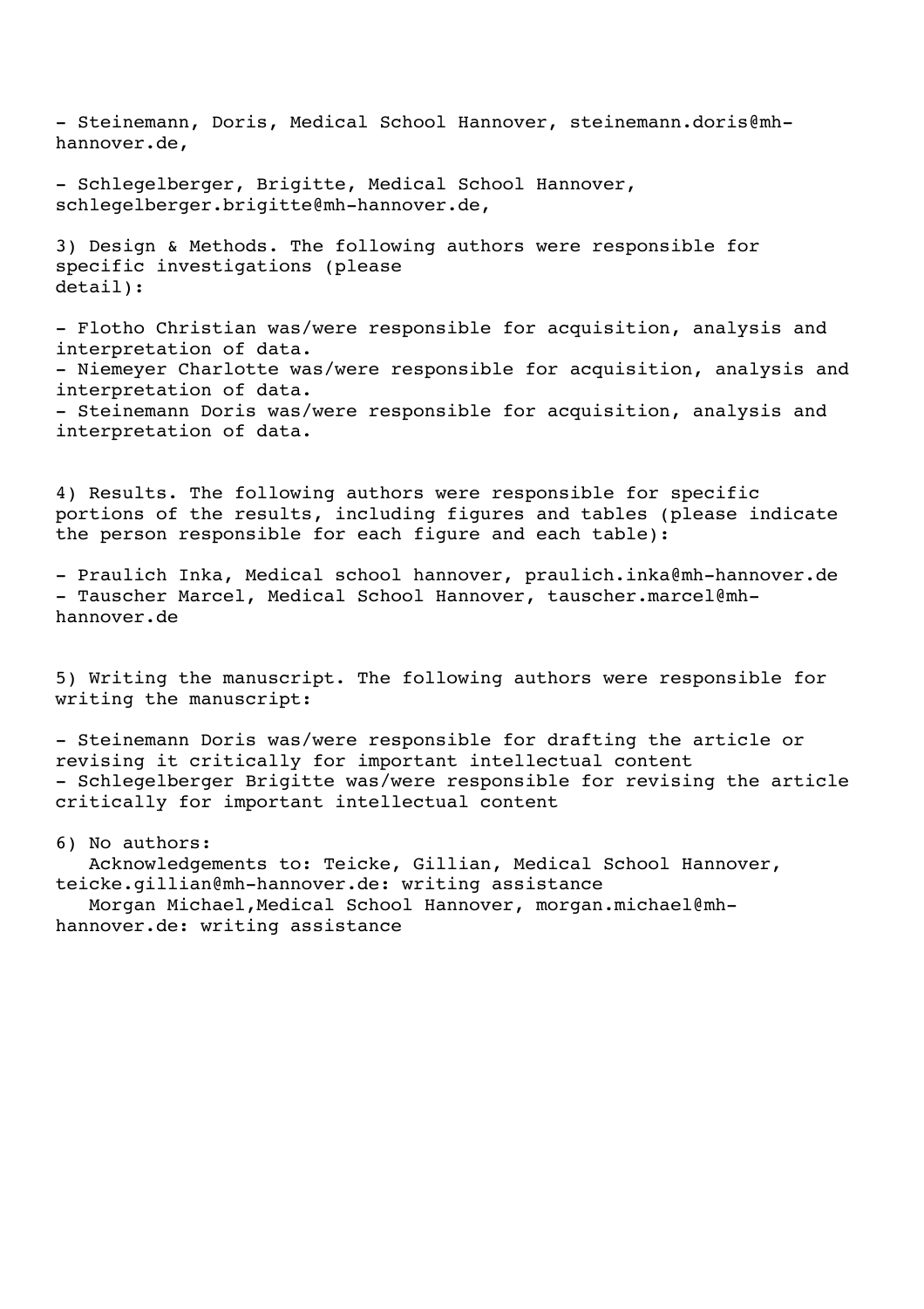- Steinemann, Doris, Medical School Hannover, steinemann.doris@mh-hannover.de,

- Schlegelberger, Brigitte, Medical School Hannover, schlegelberger.brigitte@mh-hannover.de,

3) Design & Methods. The following authors were responsible for specific investigations (please detail):

- Flotho Christian was/were responsible for acquisition, analysis and interpretation of data.
- Niemeyer Charlotte was/were responsible for acquisition, analysis and interpretation of data.
- Steinemann Doris was/were responsible for acquisition, analysis and interpretation of data.

4) Results. The following authors were responsible for specific portions of the results, including figures and tables (please indicate the person responsible for each figure and each table):

- Praulich Inka, Medical school hannover, praulich.inka@mh-hannover.de
- Tauscher Marcel, Medical School Hannover, tauscher.marcel@mh-hannover.de

5) Writing the manuscript. The following authors were responsible for writing the manuscript:

- Steinemann Doris was/were responsible for drafting the article or revising it critically for important intellectual content
- Schlegelberger Brigitte was/were responsible for revising the article critically for important intellectual content

6) No authors:
Acknowledgements to: Teicke, Gillian, Medical School Hannover, teicke.gillian@mh-hannover.de: writing assistance
Morgan Michael,Medical School Hannover, morgan.michael@mh-hannover.de: writing assistance